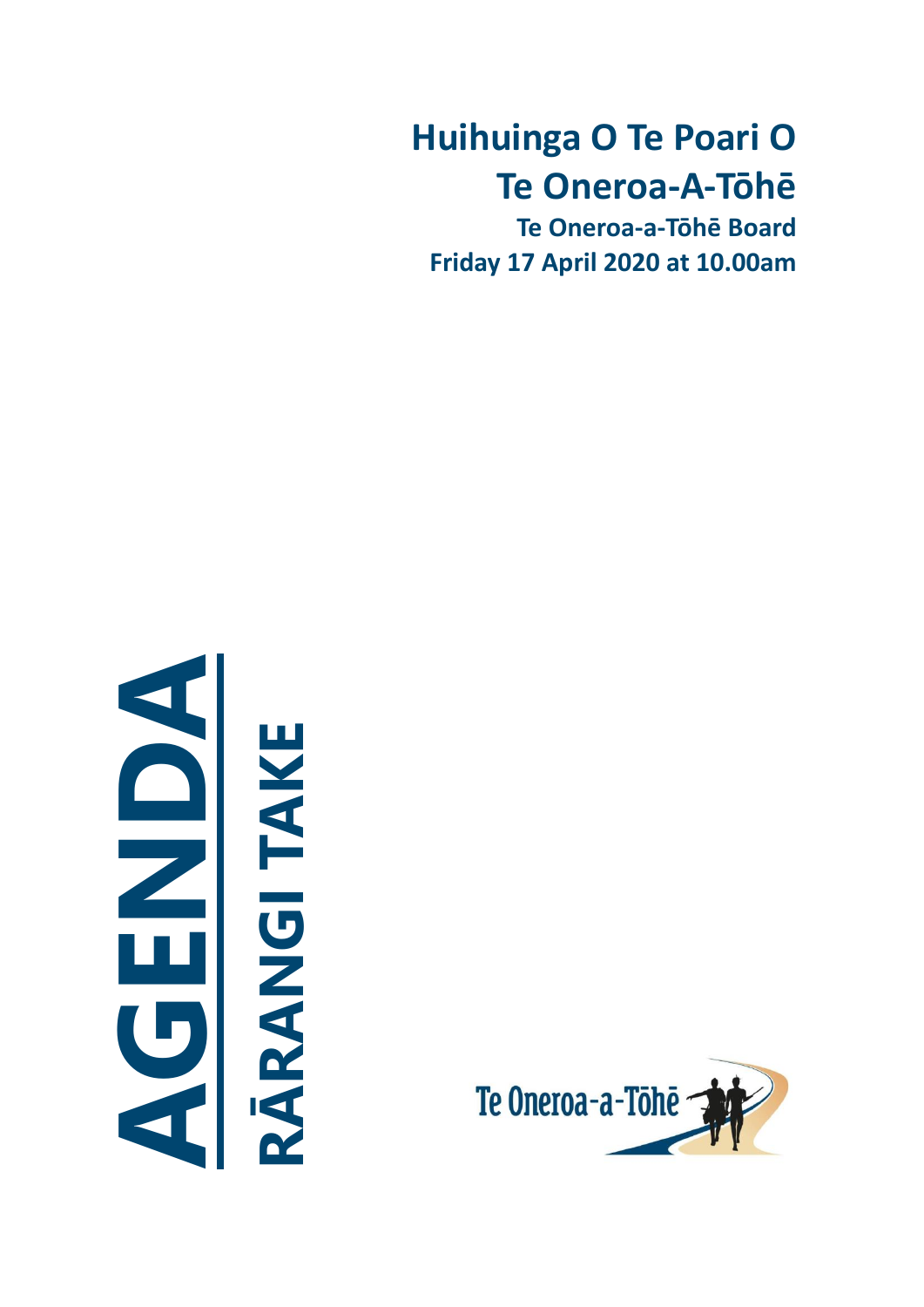# Huihuinga O Te Poari O Te Oneroa-A-Tōhē

**Te Oneroa-a-Tōhē Board**

**Friday 17 April 2020 at 10.00am**

# AGENDA

## RĀRANGI TAKE

Te Oneroa-a-Tōhē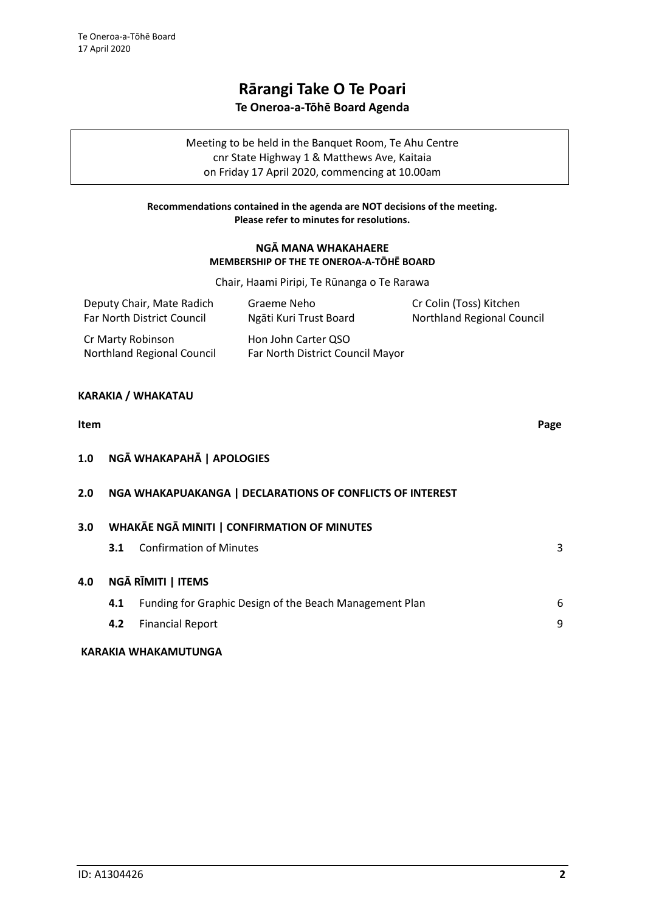# Rārangi Take O Te Poari

## Te Oneroa-a-Tōhē Board Agenda

Meeting to be held in the Banquet Room, Te Ahu Centre
cnr State Highway 1 & Matthews Ave, Kaitaia
on Friday 17 April 2020, commencing at 10.00am

**Recommendations contained in the agenda are NOT decisions of the meeting. Please refer to minutes for resolutions.**

**NGĀ MANA WHAKAHAERE**
**MEMBERSHIP OF THE TE ONEROA-A-TŌHĒ BOARD**

Chair, Haami Piripi, Te Rūnanga o Te Rarawa

| | | |
|---|---|---|
| Deputy Chair, Mate Radich<br>Far North District Council | Graeme Neho<br>Ngāti Kuri Trust Board | Cr Colin (Toss) Kitchen<br>Northland Regional Council |
| Cr Marty Robinson<br>Northland Regional Council | Hon John Carter QSO<br>Far North District Council Mayor | |

**KARAKIA / WHAKATAU**

| Item | | | Page |
|---|---|---|---|
| **1.0** | **NGĀ WHAKAPAHĀ \| APOLOGIES** | | |
| **2.0** | **NGA WHAKAPUAKANGA \| DECLARATIONS OF CONFLICTS OF INTEREST** | | |
| **3.0** | **WHAKĀE NGĀ MINITI \| CONFIRMATION OF MINUTES** | | |
| | **3.1** | Confirmation of Minutes | 3 |
| **4.0** | **NGĀ RĪMITI \| ITEMS** | | |
| | **4.1** | Funding for Graphic Design of the Beach Management Plan | 6 |
| | **4.2** | Financial Report | 9 |

**KARAKIA WHAKAMUTUNGA**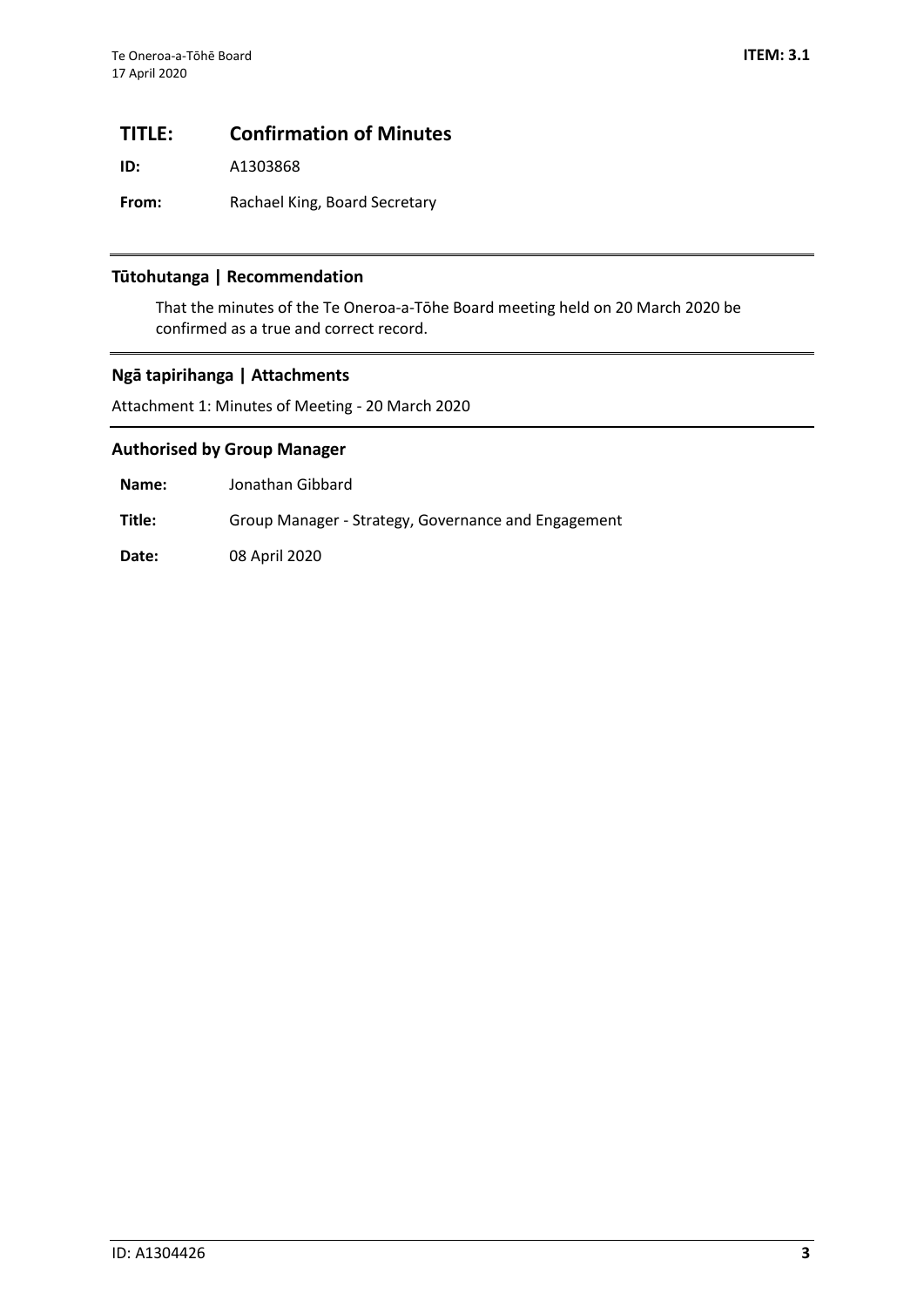# TITLE: Confirmation of Minutes

**ID:** A1303868

**From:** Rachael King, Board Secretary

## Tūtohutanga | Recommendation

That the minutes of the Te Oneroa-a-Tōhe Board meeting held on 20 March 2020 be confirmed as a true and correct record.

## Ngā tapirihanga | Attachments

Attachment 1: Minutes of Meeting - 20 March 2020

## Authorised by Group Manager

**Name:** Jonathan Gibbard

**Title:** Group Manager - Strategy, Governance and Engagement

**Date:** 08 April 2020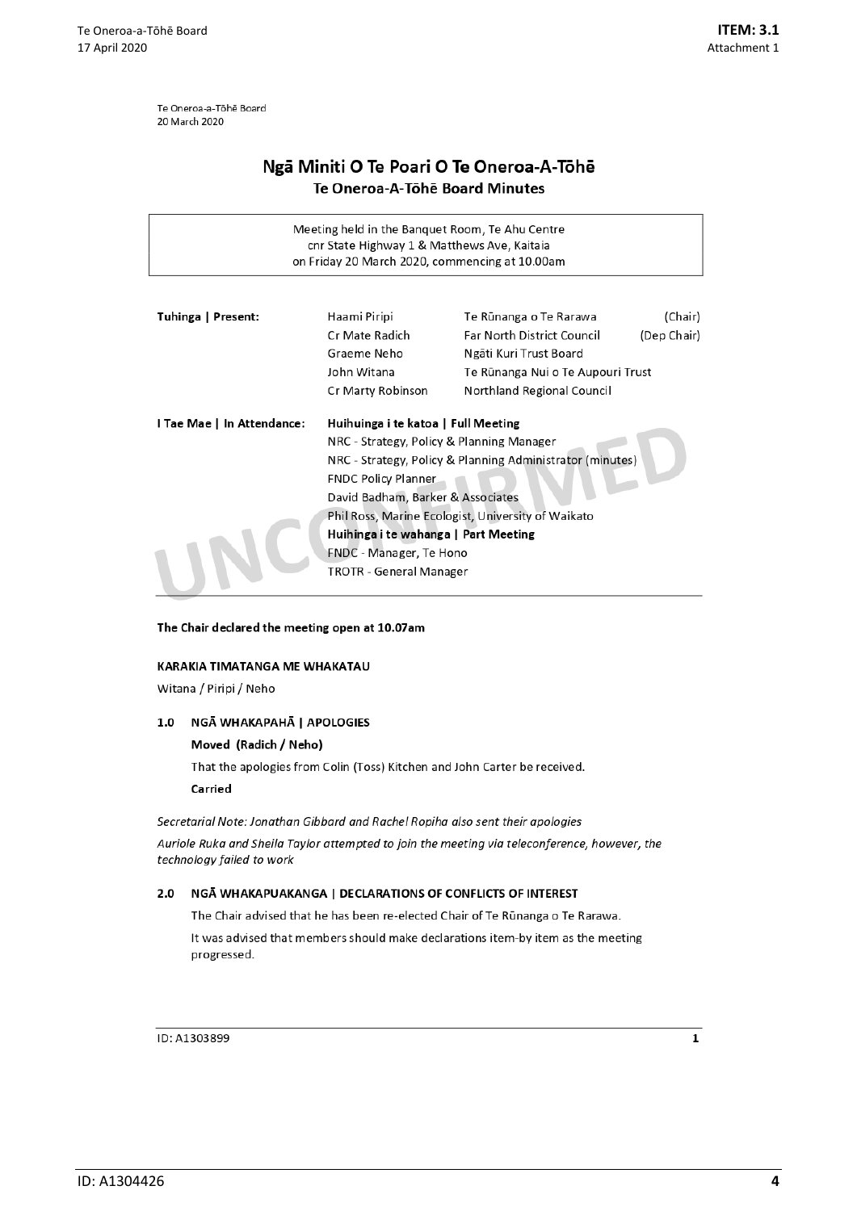Te Oneroa-a-Tōhē Board
20 March 2020

# Ngā Miniti O Te Poari O Te Oneroa-A-Tōhē

## Te Oneroa-A-Tōhē Board Minutes

Meeting held in the Banquet Room, Te Ahu Centre
cnr State Highway 1 & Matthews Ave, Kaitaia
on Friday 20 March 2020, commencing at 10.00am

| | | | |
|---|---|---|---|
| **Tuhinga \| Present:** | Haami Piripi | Te Rūnanga o Te Rarawa | (Chair) |
| | Cr Mate Radich | Far North District Council | (Dep Chair) |
| | Graeme Neho | Ngāti Kuri Trust Board | |
| | John Witana | Te Rūnanga Nui o Te Aupouri Trust | |
| | Cr Marty Robinson | Northland Regional Council | |

**I Tae Mae | In Attendance:**

**Huihuinga i te katoa | Full Meeting**
NRC - Strategy, Policy & Planning Manager
NRC - Strategy, Policy & Planning Administrator (minutes)
FNDC Policy Planner
David Badham, Barker & Associates
Phil Ross, Marine Ecologist, University of Waikato

**Huihinga i te wahanga | Part Meeting**
FNDC - Manager, Te Hono
TROTR - General Manager

**The Chair declared the meeting open at 10.07am**

**KARAKIA TIMATANGA ME WHAKATAU**

Witana / Piripi / Neho

**1.0 NGĀ WHAKAPAHĀ | APOLOGIES**

**Moved (Radich / Neho)**

That the apologies from Colin (Toss) Kitchen and John Carter be received.

**Carried**

*Secretarial Note: Jonathan Gibbard and Rachel Ropiha also sent their apologies*

*Auriole Ruka and Sheila Taylor attempted to join the meeting via teleconference, however, the technology failed to work*

**2.0 NGĀ WHAKAPUAKANGA | DECLARATIONS OF CONFLICTS OF INTEREST**

The Chair advised that he has been re-elected Chair of Te Rūnanga o Te Rarawa.

It was advised that members should make declarations item-by item as the meeting progressed.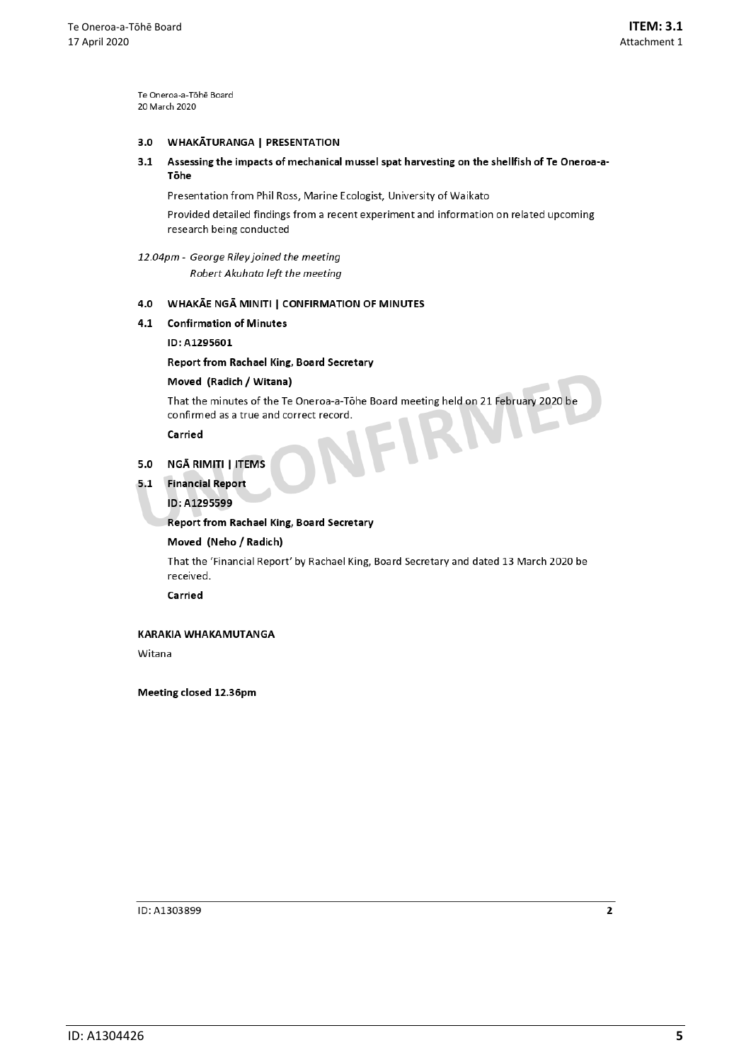Te Oneroa-a-Tōhē Board
20 March 2020

## 3.0 WHAKĀTURANGA | PRESENTATION

### 3.1 Assessing the impacts of mechanical mussel spat harvesting on the shellfish of Te Oneroa-a-Tōhe

Presentation from Phil Ross, Marine Ecologist, University of Waikato

Provided detailed findings from a recent experiment and information on related upcoming research being conducted

*12.04pm - George Riley joined the meeting*
*Robert Akuhata left the meeting*

## 4.0 WHAKĀE NGĀ MINITI | CONFIRMATION OF MINUTES

### 4.1 Confirmation of Minutes

**ID: A1295601**

**Report from Rachael King, Board Secretary**

**Moved (Radich / Witana)**

That the minutes of the Te Oneroa-a-Tōhe Board meeting held on 21 February 2020 be confirmed as a true and correct record.

**Carried**

## 5.0 NGĀ RIMITI | ITEMS

### 5.1 Financial Report

**ID: A1295599**

**Report from Rachael King, Board Secretary**

**Moved (Neho / Radich)**

That the 'Financial Report' by Rachael King, Board Secretary and dated 13 March 2020 be received.

**Carried**

**KARAKIA WHAKAMUTANGA**

Witana

**Meeting closed 12.36pm**

ID: A1303899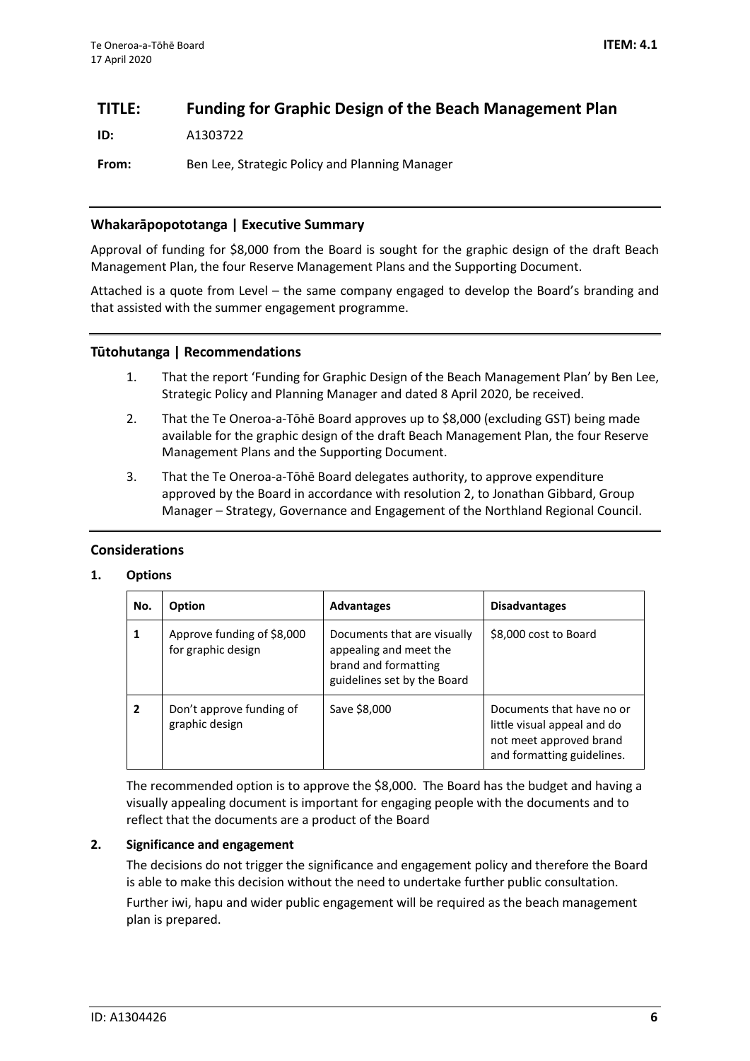# TITLE: Funding for Graphic Design of the Beach Management Plan

**ID:** A1303722

**From:** Ben Lee, Strategic Policy and Planning Manager

## Whakarāpopototanga | Executive Summary

Approval of funding for $8,000 from the Board is sought for the graphic design of the draft Beach Management Plan, the four Reserve Management Plans and the Supporting Document.

Attached is a quote from Level – the same company engaged to develop the Board's branding and that assisted with the summer engagement programme.

## Tūtohutanga | Recommendations

1. That the report 'Funding for Graphic Design of the Beach Management Plan' by Ben Lee, Strategic Policy and Planning Manager and dated 8 April 2020, be received.
2. That the Te Oneroa-a-Tōhē Board approves up to $8,000 (excluding GST) being made available for the graphic design of the draft Beach Management Plan, the four Reserve Management Plans and the Supporting Document.
3. That the Te Oneroa-a-Tōhē Board delegates authority, to approve expenditure approved by the Board in accordance with resolution 2, to Jonathan Gibbard, Group Manager – Strategy, Governance and Engagement of the Northland Regional Council.

## Considerations

### 1. Options

| No. | Option | Advantages | Disadvantages |
|---|---|---|---|
| **1** | Approve funding of $8,000 for graphic design | Documents that are visually appealing and meet the brand and formatting guidelines set by the Board | $8,000 cost to Board |
| **2** | Don't approve funding of graphic design | Save $8,000 | Documents that have no or little visual appeal and do not meet approved brand and formatting guidelines. |

The recommended option is to approve the $8,000. The Board has the budget and having a visually appealing document is important for engaging people with the documents and to reflect that the documents are a product of the Board

### 2. Significance and engagement

The decisions do not trigger the significance and engagement policy and therefore the Board is able to make this decision without the need to undertake further public consultation.

Further iwi, hapu and wider public engagement will be required as the beach management plan is prepared.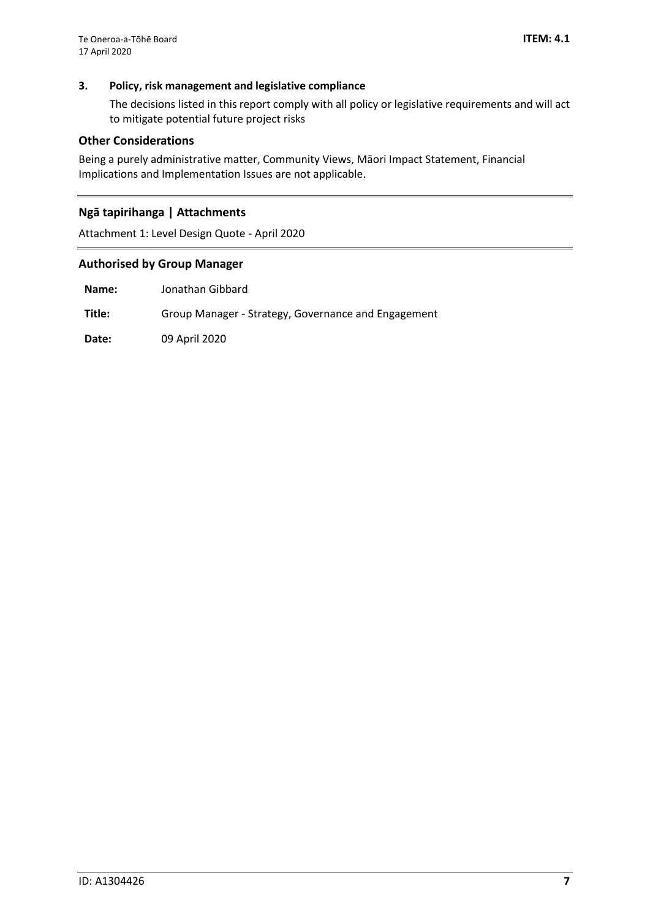### 3. Policy, risk management and legislative compliance

The decisions listed in this report comply with all policy or legislative requirements and will act to mitigate potential future project risks

## Other Considerations

Being a purely administrative matter, Community Views, Māori Impact Statement, Financial Implications and Implementation Issues are not applicable.

---

## Ngā tapirihanga | Attachments

Attachment 1: Level Design Quote - April 2020

---

## Authorised by Group Manager

| | |
|---|---|
| **Name:** | Jonathan Gibbard |
| **Title:** | Group Manager - Strategy, Governance and Engagement |
| **Date:** | 09 April 2020 |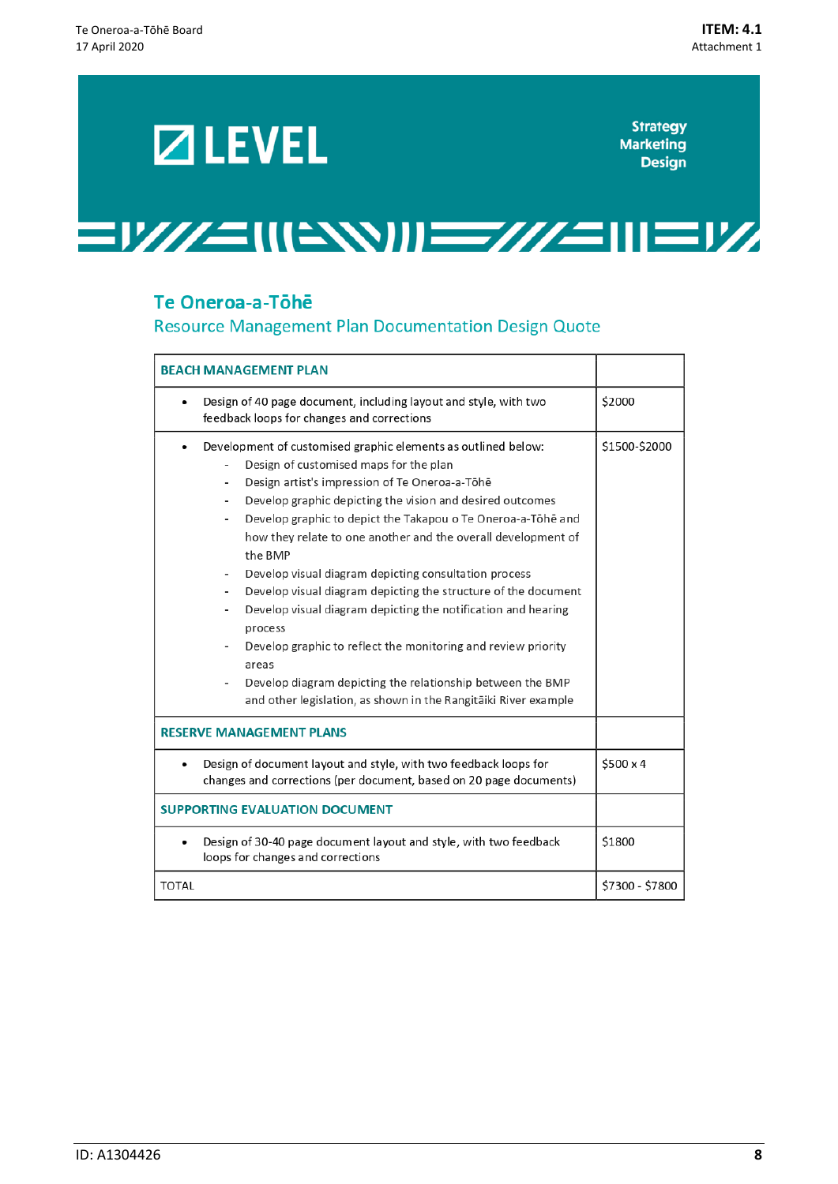LEVEL

Strategy
Marketing
Design

## Te Oneroa-a-Tōhē

### Resource Management Plan Documentation Design Quote

| BEACH MANAGEMENT PLAN | |
|---|---|
| • Design of 40 page document, including layout and style, with two feedback loops for changes and corrections | $2000 |
| • Development of customised graphic elements as outlined below:<br>- Design of customised maps for the plan<br>- Design artist's impression of Te Oneroa-a-Tōhē<br>- Develop graphic depicting the vision and desired outcomes<br>- Develop graphic to depict the Takapou o Te Oneroa-a-Tōhē and how they relate to one another and the overall development of the BMP<br>- Develop visual diagram depicting consultation process<br>- Develop visual diagram depicting the structure of the document<br>- Develop visual diagram depicting the notification and hearing process<br>- Develop graphic to reflect the monitoring and review priority areas<br>- Develop diagram depicting the relationship between the BMP and other legislation, as shown in the Rangitāiki River example | $1500-$2000 |
| **RESERVE MANAGEMENT PLANS** | |
| • Design of document layout and style, with two feedback loops for changes and corrections (per document, based on 20 page documents) | $500 x 4 |
| **SUPPORTING EVALUATION DOCUMENT** | |
| • Design of 30-40 page document layout and style, with two feedback loops for changes and corrections | $1800 |
| TOTAL | $7300 - $7800 |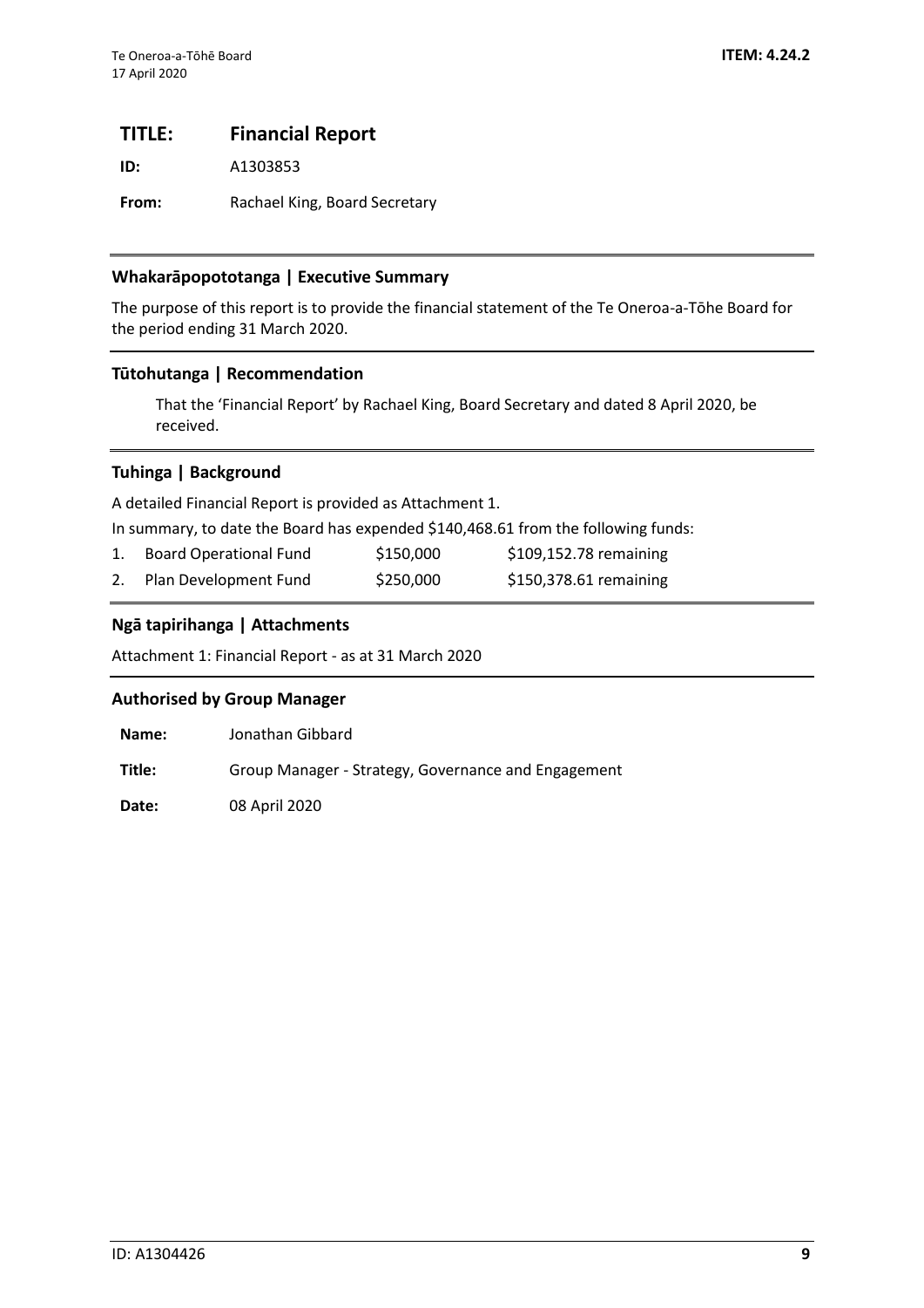**ITEM: 4.24.2**

# TITLE: Financial Report

**ID:** A1303853

**From:** Rachael King, Board Secretary

## Whakarāpopototanga | Executive Summary

The purpose of this report is to provide the financial statement of the Te Oneroa-a-Tōhe Board for the period ending 31 March 2020.

## Tūtohutanga | Recommendation

That the 'Financial Report' by Rachael King, Board Secretary and dated 8 April 2020, be received.

## Tuhinga | Background

A detailed Financial Report is provided as Attachment 1.

In summary, to date the Board has expended $140,468.61 from the following funds:

| | Fund | Amount | Remaining |
|---|---|---|---|
| 1. | Board Operational Fund | $150,000 | $109,152.78 remaining |
| 2. | Plan Development Fund | $250,000 | $150,378.61 remaining |

## Ngā tapirihanga | Attachments

Attachment 1: Financial Report - as at 31 March 2020

## Authorised by Group Manager

**Name:** Jonathan Gibbard

**Title:** Group Manager - Strategy, Governance and Engagement

**Date:** 08 April 2020

ID: A1304426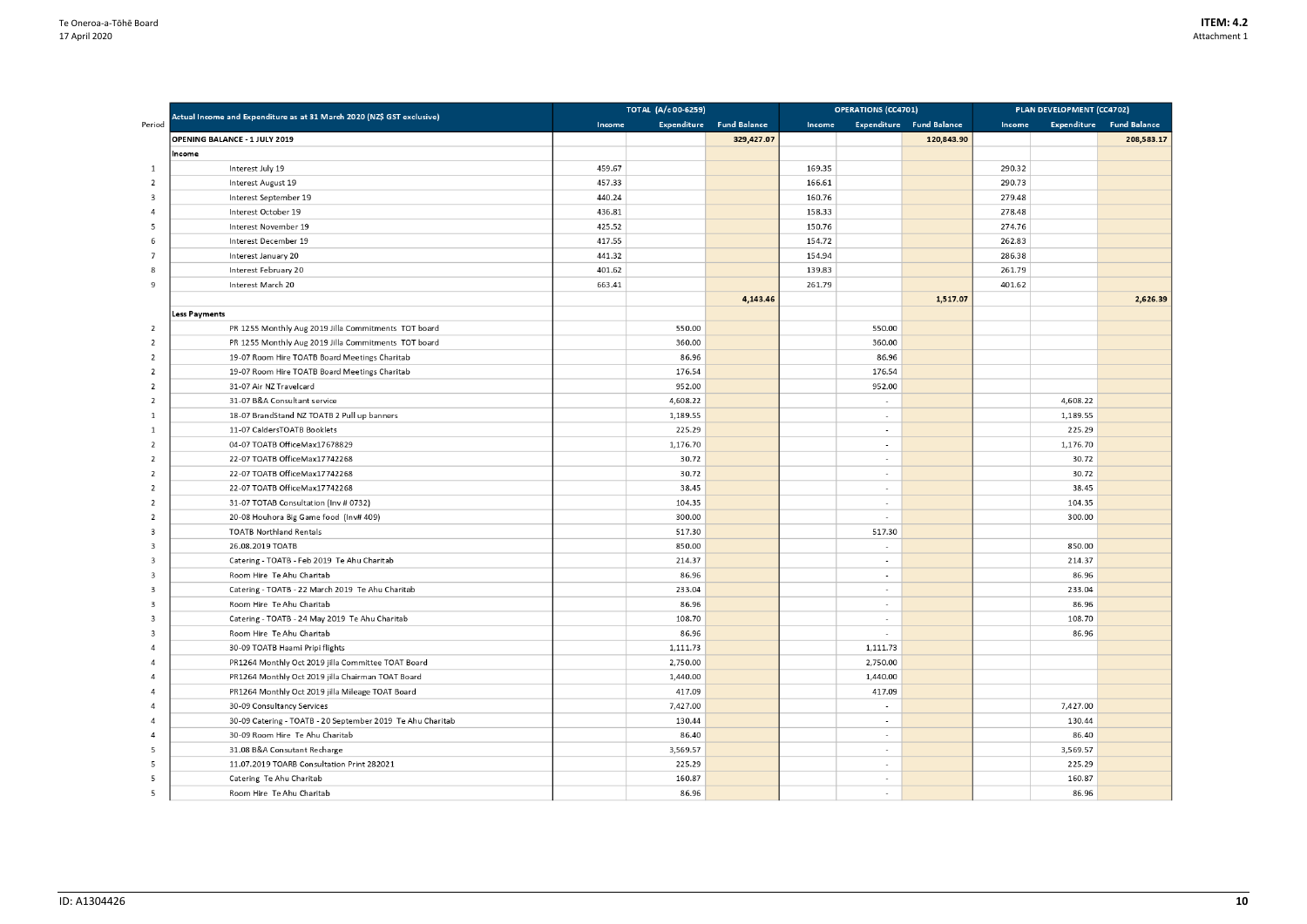| Period | Actual Income and Expenditure as at 31 March 2020 (NZ$ GST exclusive) | TOTAL (A/c 00-6259) | | | OPERATIONS (CC4701) | | | PLAN DEVELOPMENT (CC4702) | | |
|---|---|---|---|---|---|---|---|---|---|---|
| | | Income | Expenditure | Fund Balance | Income | Expenditure | Fund Balance | Income | Expenditure | Fund Balance |
| | **OPENING BALANCE - 1 JULY 2019** | | | 329,427.07 | | | 120,843.90 | | | 208,583.17 |
| | **Income** | | | | | | | | | |
| 1 | Interest July 19 | 459.67 | | | 169.35 | | | 290.32 | | |
| 2 | Interest August 19 | 457.33 | | | 166.61 | | | 290.73 | | |
| 3 | Interest September 19 | 440.24 | | | 160.76 | | | 279.48 | | |
| 4 | Interest October 19 | 436.81 | | | 158.33 | | | 278.48 | | |
| 5 | Interest November 19 | 425.52 | | | 150.76 | | | 274.76 | | |
| 6 | Interest December 19 | 417.55 | | | 154.72 | | | 262.83 | | |
| 7 | Interest January 20 | 441.32 | | | 154.94 | | | 286.38 | | |
| 8 | Interest February 20 | 401.62 | | | 139.83 | | | 261.79 | | |
| 9 | Interest March 20 | 663.41 | | | 261.79 | | | 401.62 | | |
| | | | | 4,143.46 | | | 1,517.07 | | | 2,626.39 |
| | **Less Payments** | | | | | | | | | |
| 2 | PR 1255 Monthly Aug 2019 Jilla Commitments TOT board | | 550.00 | | | 550.00 | | | | |
| 2 | PR 1255 Monthly Aug 2019 Jilla Commitments TOT board | | 360.00 | | | 360.00 | | | | |
| 2 | 19-07 Room Hire TOATB Board Meetings Charitab | | 86.96 | | | 86.96 | | | | |
| 2 | 19-07 Room Hire TOATB Board Meetings Charitab | | 176.54 | | | 176.54 | | | | |
| 2 | 31-07 Air NZ Travelcard | | 952.00 | | | 952.00 | | | | |
| 2 | 31-07 B&A Consultant service | | 4,608.22 | | | - | | | 4,608.22 | |
| 1 | 18-07 BrandStand NZ TOATB 2 Pull up banners | | 1,189.55 | | | - | | | 1,189.55 | |
| 1 | 11-07 CaldersTOATB Booklets | | 225.29 | | | - | | | 225.29 | |
| 2 | 04-07 TOATB OfficeMax17678829 | | 1,176.70 | | | - | | | 1,176.70 | |
| 2 | 22-07 TOATB OfficeMax17742268 | | 30.72 | | | - | | | 30.72 | |
| 2 | 22-07 TOATB OfficeMax17742268 | | 30.72 | | | - | | | 30.72 | |
| 2 | 22-07 TOATB OfficeMax17742268 | | 38.45 | | | - | | | 38.45 | |
| 2 | 31-07 TOTAB Consultation (Inv # 0732) | | 104.35 | | | - | | | 104.35 | |
| 2 | 20-08 Houhora Big Game food (Inv# 409) | | 300.00 | | | - | | | 300.00 | |
| 3 | TOATB Northland Rentals | | 517.30 | | | 517.30 | | | | |
| 3 | 26.08.2019 TOATB | | 850.00 | | | - | | | 850.00 | |
| 3 | Catering - TOATB - Feb 2019 Te Ahu Charitab | | 214.37 | | | - | | | 214.37 | |
| 3 | Room Hire Te Ahu Charitab | | 86.96 | | | - | | | 86.96 | |
| 3 | Catering - TOATB - 22 March 2019 Te Ahu Charitab | | 233.04 | | | - | | | 233.04 | |
| 3 | Room Hire Te Ahu Charitab | | 86.96 | | | - | | | 86.96 | |
| 3 | Catering - TOATB - 24 May 2019 Te Ahu Charitab | | 108.70 | | | - | | | 108.70 | |
| 3 | Room Hire Te Ahu Charitab | | 86.96 | | | - | | | 86.96 | |
| 4 | 30-09 TOATB Haami Piripi flights | | 1,111.73 | | | 1,111.73 | | | | |
| 4 | PR1264 Monthly Oct 2019 Jilla Committee TOAT Board | | 2,750.00 | | | 2,750.00 | | | | |
| 4 | PR1264 Monthly Oct 2019 Jilla Chairman TOAT Board | | 1,440.00 | | | 1,440.00 | | | | |
| 4 | PR1264 Monthly Oct 2019 Jilla Mileage TOAT Board | | 417.09 | | | 417.09 | | | | |
| 4 | 30-09 Consultancy Services | | 7,427.00 | | | - | | | 7,427.00 | |
| 4 | 30-09 Catering - TOATB - 20 September 2019 Te Ahu Charitab | | 130.44 | | | - | | | 130.44 | |
| 4 | 30-09 Room Hire Te Ahu Charitab | | 86.40 | | | - | | | 86.40 | |
| 5 | 31.08 B&A Consutant Recharge | | 3,569.57 | | | - | | | 3,569.57 | |
| 5 | 11.07.2019 TOARB Consultation Print 282021 | | 225.29 | | | - | | | 225.29 | |
| 5 | Catering Te Ahu Charitab | | 160.87 | | | - | | | 160.87 | |
| 5 | Room Hire Te Ahu Charitab | | 86.96 | | | - | | | 86.96 | |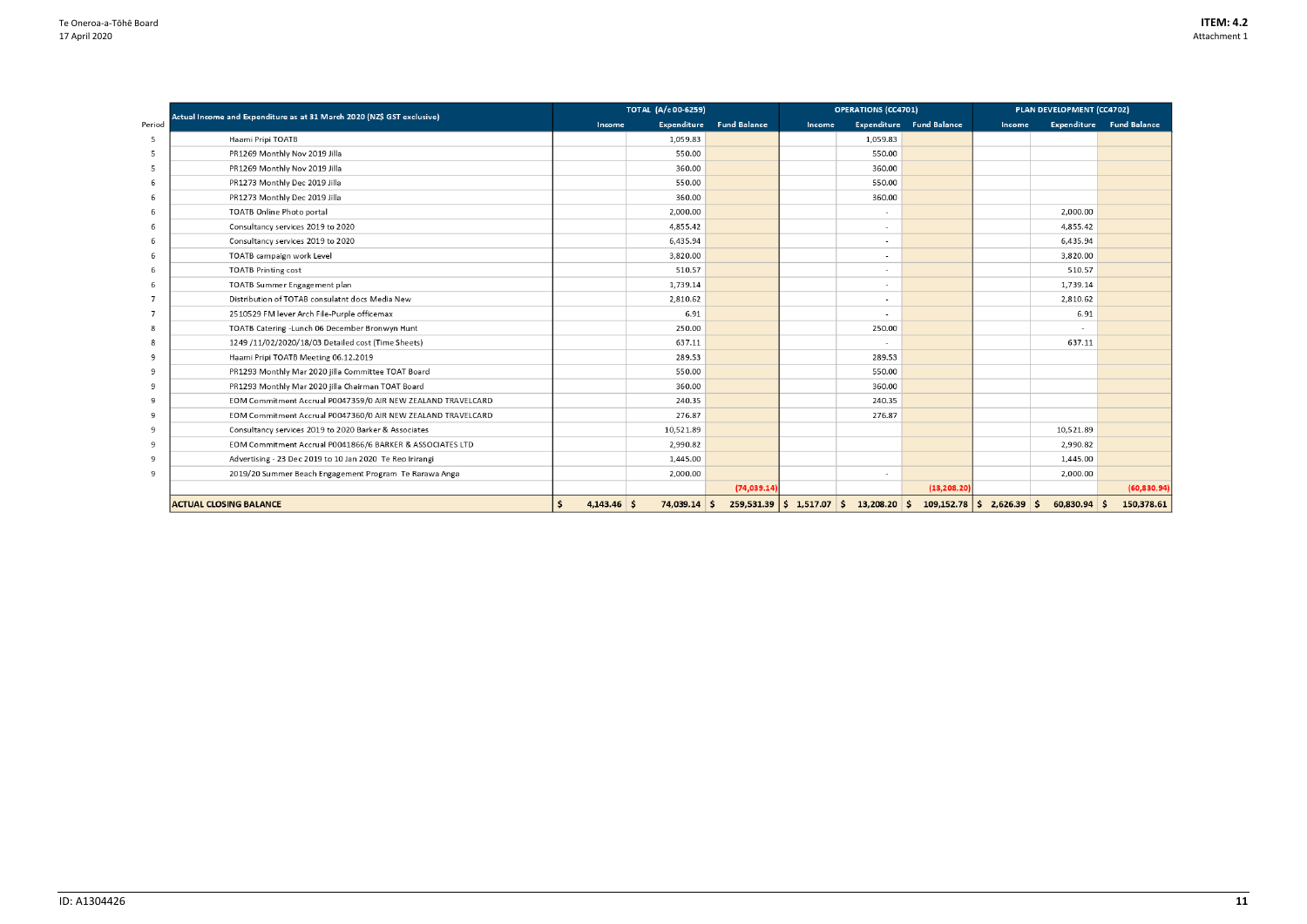| Period | Actual Income and Expenditure as at 31 March 2020 (NZ$ GST exclusive) | TOTAL (A/c 00-6259) | | | OPERATIONS (CC4701) | | | PLAN DEVELOPMENT (CC4702) | | |
|---|---|---|---|---|---|---|---|---|---|---|
| | | Income | Expenditure | Fund Balance | Income | Expenditure | Fund Balance | Income | Expenditure | Fund Balance |
| 5 | Haami Pripi TOATB | | 1,059.83 | | | 1,059.83 | | | | |
| 5 | PR1269 Monthly Nov 2019 Jilla | | 550.00 | | | 550.00 | | | | |
| 5 | PR1269 Monthly Nov 2019 Jilla | | 360.00 | | | 360.00 | | | | |
| 6 | PR1273 Monthly Dec 2019 Jilla | | 550.00 | | | 550.00 | | | | |
| 6 | PR1273 Monthly Dec 2019 Jilla | | 360.00 | | | 360.00 | | | | |
| 6 | TOATB Online Photo portal | | 2,000.00 | | | - | | | 2,000.00 | |
| 6 | Consultancy services 2019 to 2020 | | 4,855.42 | | | - | | | 4,855.42 | |
| 6 | Consultancy services 2019 to 2020 | | 6,435.94 | | | - | | | 6,435.94 | |
| 6 | TOATB campaign work Level | | 3,820.00 | | | - | | | 3,820.00 | |
| 6 | TOATB Printing cost | | 510.57 | | | - | | | 510.57 | |
| 6 | TOATB Summer Engagement plan | | 1,739.14 | | | - | | | 1,739.14 | |
| 7 | Distribution of TOTAB consulatnt docs Media New | | 2,810.62 | | | - | | | 2,810.62 | |
| 7 | 2510529 FM lever Arch File-Purple officemax | | 6.91 | | | - | | | 6.91 | |
| 8 | TOATB Catering -Lunch 06 December Bronwyn Hunt | | 250.00 | | | 250.00 | | | - | |
| 8 | 1249 /11/02/2020/18/03 Detailed cost (Time Sheets) | | 637.11 | | | - | | | 637.11 | |
| 9 | Haami Pripi TOATB Meeting 06.12.2019 | | 289.53 | | | 289.53 | | | | |
| 9 | PR1293 Monthly Mar 2020 jilla Committee TOAT Board | | 550.00 | | | 550.00 | | | | |
| 9 | PR1293 Monthly Mar 2020 jilla Chairman TOAT Board | | 360.00 | | | 360.00 | | | | |
| 9 | EOM Commitment Accrual P0047359/0 AIR NEW ZEALAND TRAVELCARD | | 240.35 | | | 240.35 | | | | |
| 9 | EOM Commitment Accrual P0047360/0 AIR NEW ZEALAND TRAVELCARD | | 276.87 | | | 276.87 | | | | |
| 9 | Consultancy services 2019 to 2020 Barker & Associates | | 10,521.89 | | | | | | 10,521.89 | |
| 9 | EOM Commitment Accrual P0041866/6 BARKER & ASSOCIATES LTD | | 2,990.82 | | | | | | 2,990.82 | |
| 9 | Advertising - 23 Dec 2019 to 10 Jan 2020 Te Reo Irirangi | | 1,445.00 | | | | | | 1,445.00 | |
| 9 | 2019/20 Summer Beach Engagement Program Te Rarawa Anga | | 2,000.00 | | | - | | | 2,000.00 | |
| | | | | (74,039.14) | | | (13,208.20) | | | (60,830.94) |
| | **ACTUAL CLOSING BALANCE** | $ 4,143.46 | $ 74,039.14 | $ 259,531.39 | $ 1,517.07 | $ 13,208.20 | $ 109,152.78 | $ 2,626.39 | $ 60,830.94 | $ 150,378.61 |